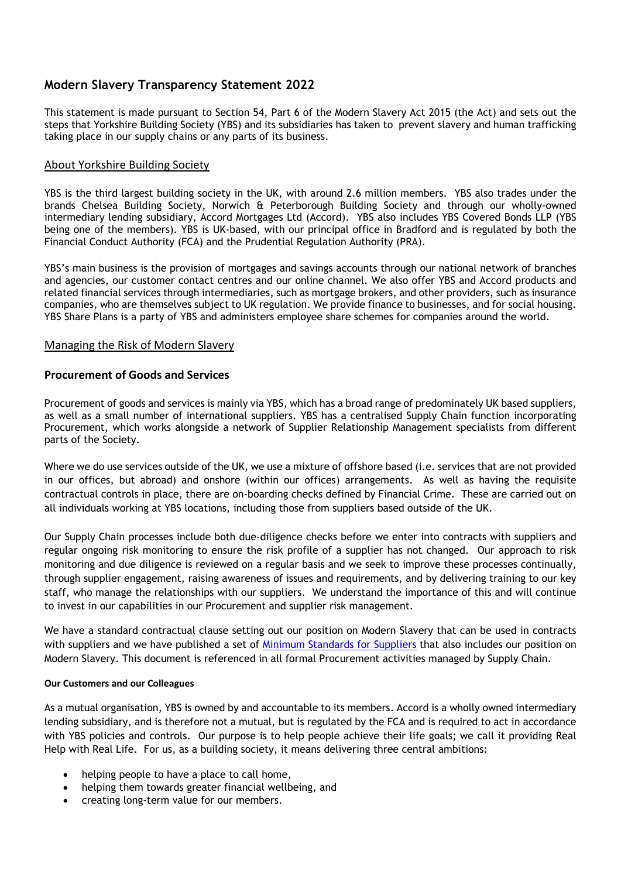# Modern Slavery Transparency Statement 2022

This statement is made pursuant to Section 54, Part 6 of the Modern Slavery Act 2015 (the Act) and sets out the steps that Yorkshire Building Society (YBS) and its subsidiaries has taken to prevent slavery and human trafficking taking place in our supply chains or any parts of its business.

## About Yorkshire Building Society

YBS is the third largest building society in the UK, with around 2.6 million members. YBS also trades under the brands Chelsea Building Society, Norwich & Peterborough Building Society and through our wholly-owned intermediary lending subsidiary, Accord Mortgages Ltd (Accord). YBS also includes YBS Covered Bonds LLP (YBS being one of the members). YBS is UK-based, with our principal office in Bradford and is regulated by both the Financial Conduct Authority (FCA) and the Prudential Regulation Authority (PRA).

YBS's main business is the provision of mortgages and savings accounts through our national network of branches and agencies, our customer contact centres and our online channel. We also offer YBS and Accord products and related financial services through intermediaries, such as mortgage brokers, and other providers, such as insurance companies, who are themselves subject to UK regulation. We provide finance to businesses, and for social housing. YBS Share Plans is a party of YBS and administers employee share schemes for companies around the world.

## Managing the Risk of Modern Slavery

### Procurement of Goods and Services

Procurement of goods and services is mainly via YBS, which has a broad range of predominately UK based suppliers, as well as a small number of international suppliers. YBS has a centralised Supply Chain function incorporating Procurement, which works alongside a network of Supplier Relationship Management specialists from different parts of the Society.

Where we do use services outside of the UK, we use a mixture of offshore based (i.e. services that are not provided in our offices, but abroad) and onshore (within our offices) arrangements. As well as having the requisite contractual controls in place, there are on-boarding checks defined by Financial Crime. These are carried out on all individuals working at YBS locations, including those from suppliers based outside of the UK.

Our Supply Chain processes include both due-diligence checks before we enter into contracts with suppliers and regular ongoing risk monitoring to ensure the risk profile of a supplier has not changed. Our approach to risk monitoring and due diligence is reviewed on a regular basis and we seek to improve these processes continually, through supplier engagement, raising awareness of issues and requirements, and by delivering training to our key staff, who manage the relationships with our suppliers. We understand the importance of this and will continue to invest in our capabilities in our Procurement and supplier risk management.

We have a standard contractual clause setting out our position on Modern Slavery that can be used in contracts with suppliers and we have published a set of Minimum Standards for Suppliers that also includes our position on Modern Slavery. This document is referenced in all formal Procurement activities managed by Supply Chain.

#### Our Customers and our Colleagues

As a mutual organisation, YBS is owned by and accountable to its members. Accord is a wholly owned intermediary lending subsidiary, and is therefore not a mutual, but is regulated by the FCA and is required to act in accordance with YBS policies and controls. Our purpose is to help people achieve their life goals; we call it providing Real Help with Real Life. For us, as a building society, it means delivering three central ambitions:

- helping people to have a place to call home,
- helping them towards greater financial wellbeing, and
- creating long-term value for our members.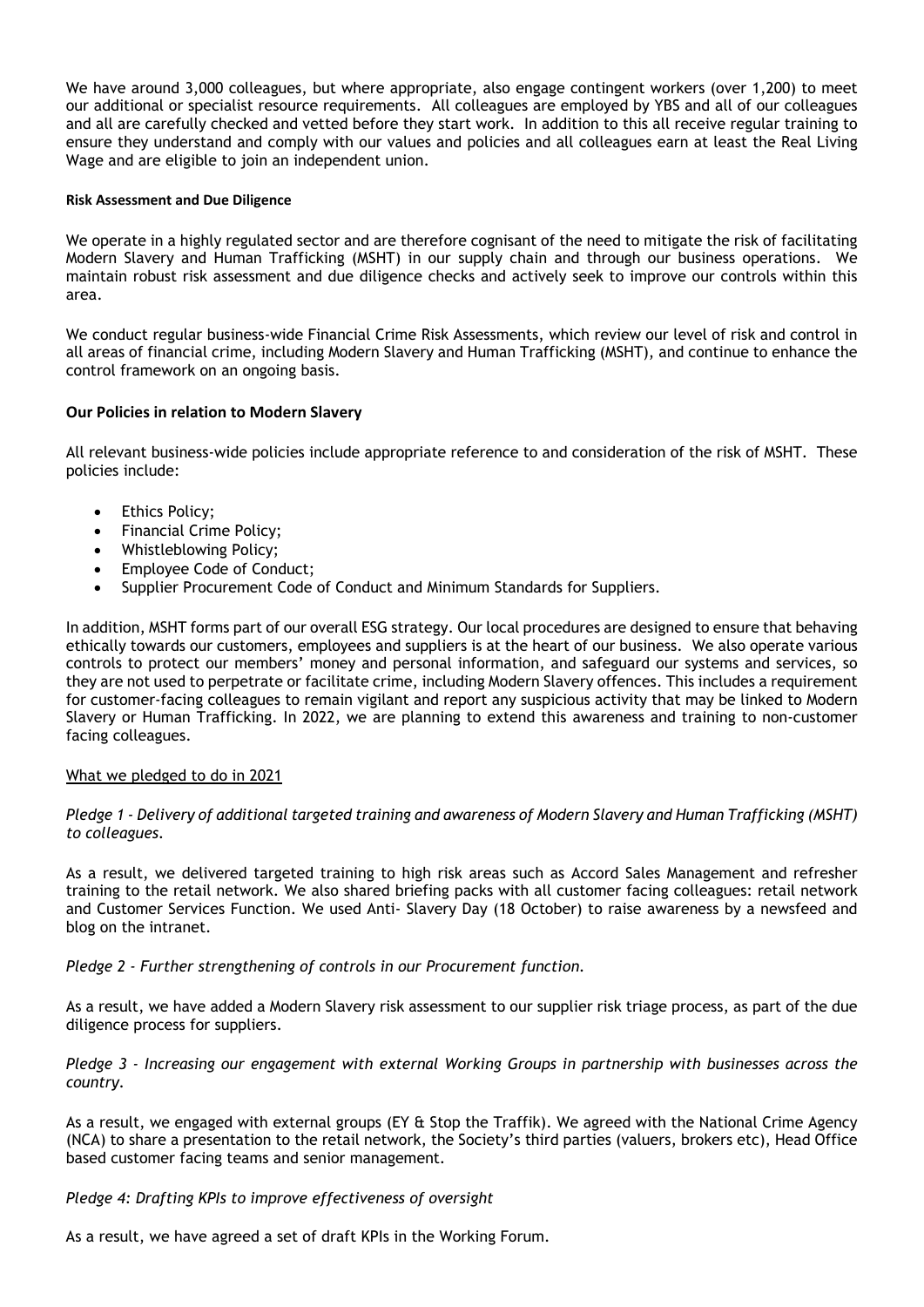We have around 3,000 colleagues, but where appropriate, also engage contingent workers (over 1,200) to meet our additional or specialist resource requirements. All colleagues are employed by YBS and all of our colleagues and all are carefully checked and vetted before they start work. In addition to this all receive regular training to ensure they understand and comply with our values and policies and all colleagues earn at least the Real Living Wage and are eligible to join an independent union.

**Risk Assessment and Due Diligence**

We operate in a highly regulated sector and are therefore cognisant of the need to mitigate the risk of facilitating Modern Slavery and Human Trafficking (MSHT) in our supply chain and through our business operations. We maintain robust risk assessment and due diligence checks and actively seek to improve our controls within this area.

We conduct regular business-wide Financial Crime Risk Assessments, which review our level of risk and control in all areas of financial crime, including Modern Slavery and Human Trafficking (MSHT), and continue to enhance the control framework on an ongoing basis.

**Our Policies in relation to Modern Slavery**

All relevant business-wide policies include appropriate reference to and consideration of the risk of MSHT. These policies include:

- Ethics Policy;
- Financial Crime Policy;
- Whistleblowing Policy;
- Employee Code of Conduct;
- Supplier Procurement Code of Conduct and Minimum Standards for Suppliers.

In addition, MSHT forms part of our overall ESG strategy. Our local procedures are designed to ensure that behaving ethically towards our customers, employees and suppliers is at the heart of our business. We also operate various controls to protect our members' money and personal information, and safeguard our systems and services, so they are not used to perpetrate or facilitate crime, including Modern Slavery offences. This includes a requirement for customer-facing colleagues to remain vigilant and report any suspicious activity that may be linked to Modern Slavery or Human Trafficking. In 2022, we are planning to extend this awareness and training to non-customer facing colleagues.

<u>What we pledged to do in 2021</u>

*Pledge 1 - Delivery of additional targeted training and awareness of Modern Slavery and Human Trafficking (MSHT) to colleagues.*

As a result, we delivered targeted training to high risk areas such as Accord Sales Management and refresher training to the retail network. We also shared briefing packs with all customer facing colleagues: retail network and Customer Services Function. We used Anti- Slavery Day (18 October) to raise awareness by a newsfeed and blog on the intranet.

*Pledge 2 - Further strengthening of controls in our Procurement function.*

As a result, we have added a Modern Slavery risk assessment to our supplier risk triage process, as part of the due diligence process for suppliers.

*Pledge 3 - Increasing our engagement with external Working Groups in partnership with businesses across the country.*

As a result, we engaged with external groups (EY & Stop the Traffik). We agreed with the National Crime Agency (NCA) to share a presentation to the retail network, the Society's third parties (valuers, brokers etc), Head Office based customer facing teams and senior management.

*Pledge 4: Drafting KPIs to improve effectiveness of oversight*

As a result, we have agreed a set of draft KPIs in the Working Forum.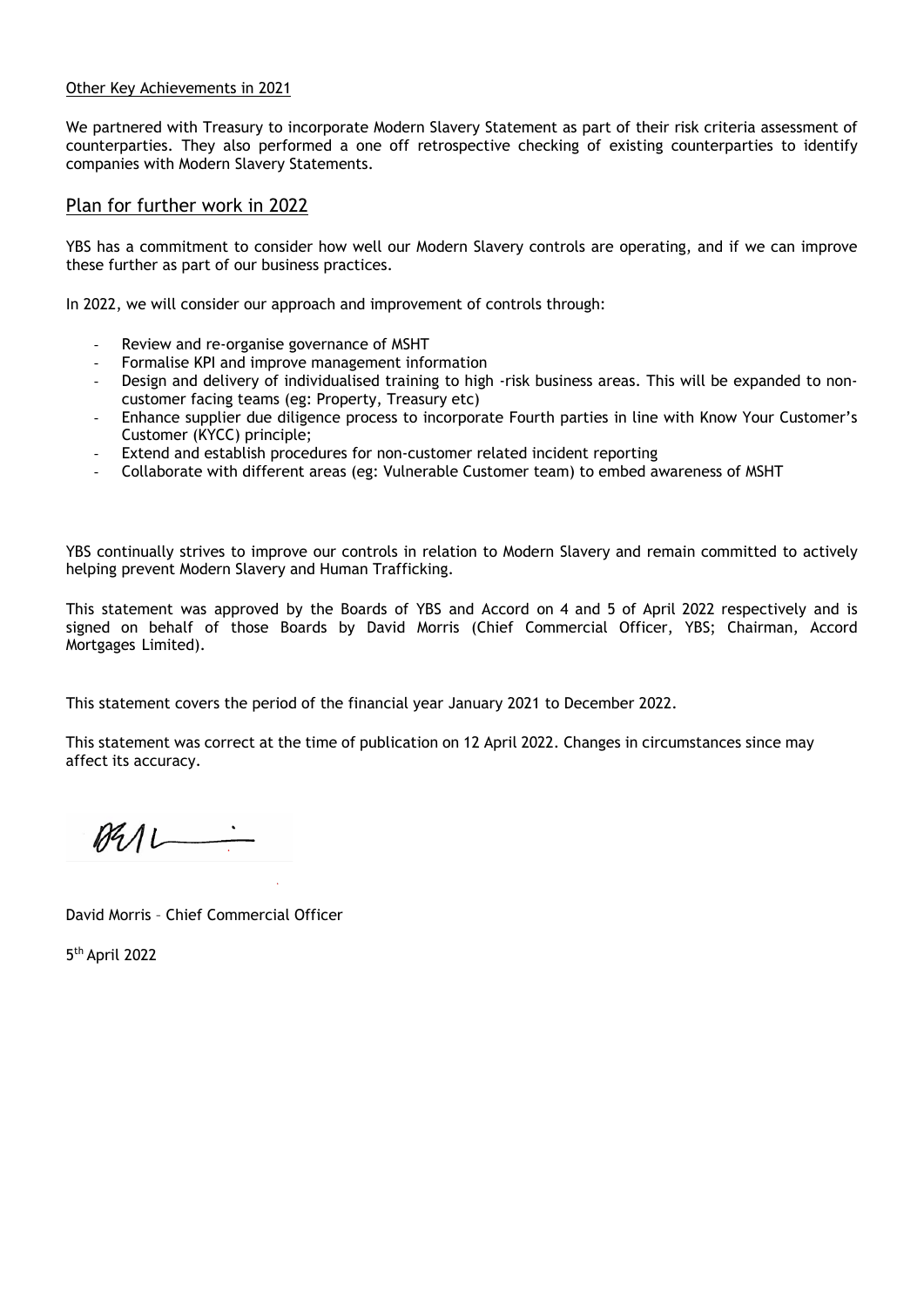Other Key Achievements in 2021

We partnered with Treasury to incorporate Modern Slavery Statement as part of their risk criteria assessment of counterparties. They also performed a one off retrospective checking of existing counterparties to identify companies with Modern Slavery Statements.

## Plan for further work in 2022

YBS has a commitment to consider how well our Modern Slavery controls are operating, and if we can improve these further as part of our business practices.

In 2022, we will consider our approach and improvement of controls through:

- Review and re-organise governance of MSHT
- Formalise KPI and improve management information
- Design and delivery of individualised training to high -risk business areas. This will be expanded to non-customer facing teams (eg: Property, Treasury etc)
- Enhance supplier due diligence process to incorporate Fourth parties in line with Know Your Customer's Customer (KYCC) principle;
- Extend and establish procedures for non-customer related incident reporting
- Collaborate with different areas (eg: Vulnerable Customer team) to embed awareness of MSHT

YBS continually strives to improve our controls in relation to Modern Slavery and remain committed to actively helping prevent Modern Slavery and Human Trafficking.

This statement was approved by the Boards of YBS and Accord on 4 and 5 of April 2022 respectively and is signed on behalf of those Boards by David Morris (Chief Commercial Officer, YBS; Chairman, Accord Mortgages Limited).

This statement covers the period of the financial year January 2021 to December 2022.

This statement was correct at the time of publication on 12 April 2022. Changes in circumstances since may affect its accuracy.

David Morris – Chief Commercial Officer

5th April 2022